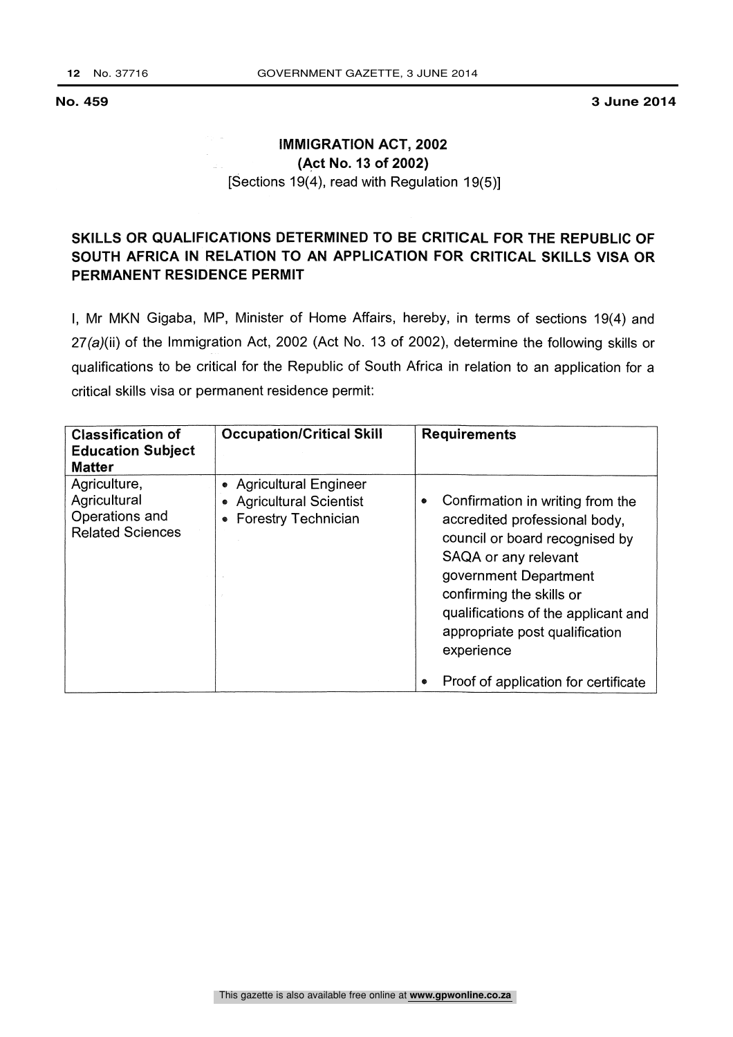**No. 459** **3 June 2014**

## IMMIGRATION ACT, 2002
## (Act No. 13 of 2002)
[Sections 19(4), read with Regulation 19(5)]

## SKILLS OR QUALIFICATIONS DETERMINED TO BE CRITICAL FOR THE REPUBLIC OF SOUTH AFRICA IN RELATION TO AN APPLICATION FOR CRITICAL SKILLS VISA OR PERMANENT RESIDENCE PERMIT

I, Mr MKN Gigaba, MP, Minister of Home Affairs, hereby, in terms of sections 19(4) and 27*(a)*(ii) of the Immigration Act, 2002 (Act No. 13 of 2002), determine the following skills or qualifications to be critical for the Republic of South Africa in relation to an application for a critical skills visa or permanent residence permit:

| Classification of Education Subject Matter | Occupation/Critical Skill | Requirements |
|---|---|---|
| Agriculture, Agricultural Operations and Related Sciences | • Agricultural Engineer<br>• Agricultural Scientist<br>• Forestry Technician | • Confirmation in writing from the accredited professional body, council or board recognised by SAQA or any relevant government Department confirming the skills or qualifications of the applicant and appropriate post qualification experience<br>• Proof of application for certificate |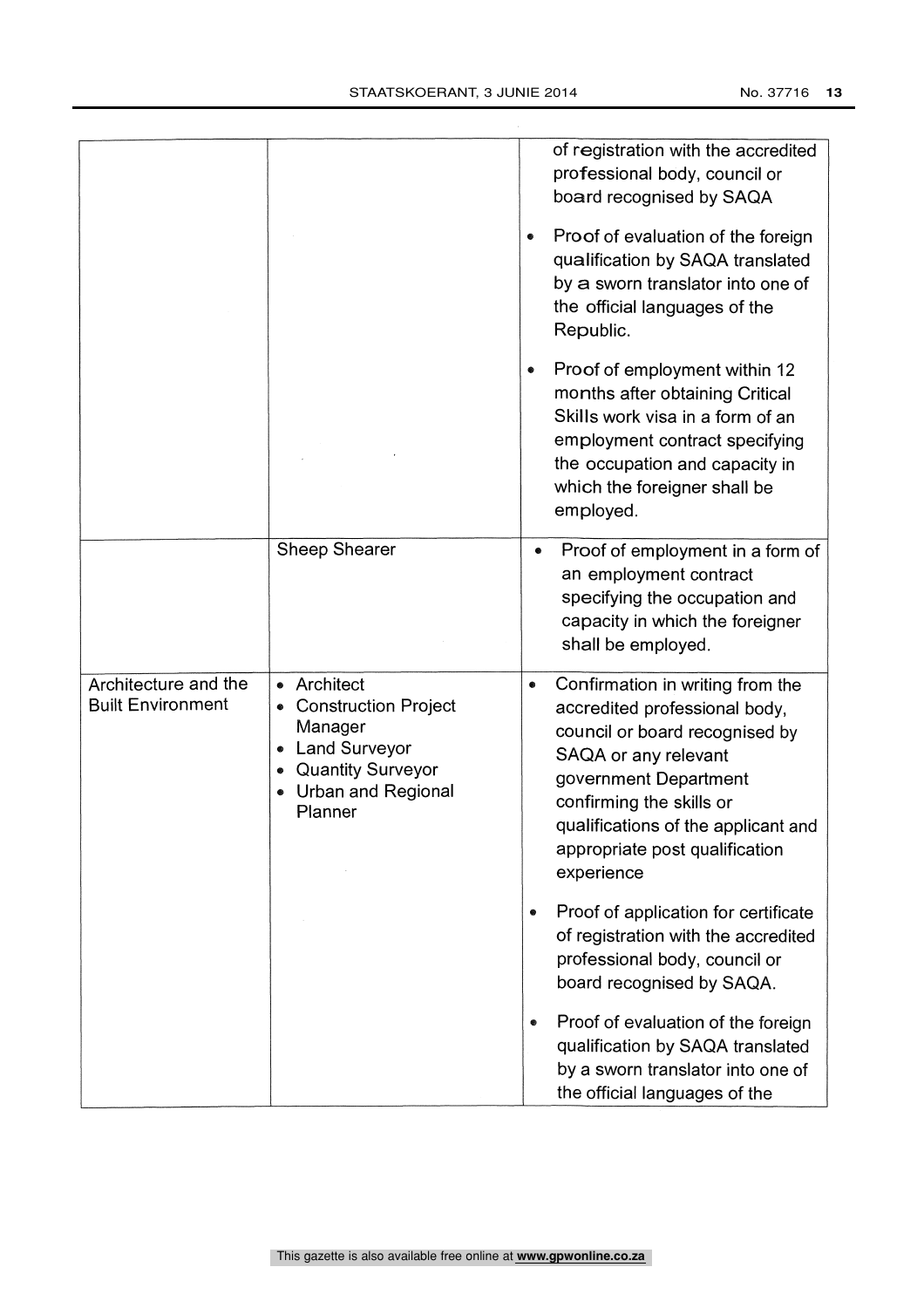| | | |
|---|---|---|
| | | of registration with the accredited professional body, council or board recognised by SAQA<br>• Proof of evaluation of the foreign qualification by SAQA translated by a sworn translator into one of the official languages of the Republic.<br>• Proof of employment within 12 months after obtaining Critical Skills work visa in a form of an employment contract specifying the occupation and capacity in which the foreigner shall be employed. |
| | Sheep Shearer | • Proof of employment in a form of an employment contract specifying the occupation and capacity in which the foreigner shall be employed. |
| Architecture and the Built Environment | • Architect<br>• Construction Project Manager<br>• Land Surveyor<br>• Quantity Surveyor<br>• Urban and Regional Planner | • Confirmation in writing from the accredited professional body, council or board recognised by SAQA or any relevant government Department confirming the skills or qualifications of the applicant and appropriate post qualification experience<br>• Proof of application for certificate of registration with the accredited professional body, council or board recognised by SAQA.<br>• Proof of evaluation of the foreign qualification by SAQA translated by a sworn translator into one of the official languages of the |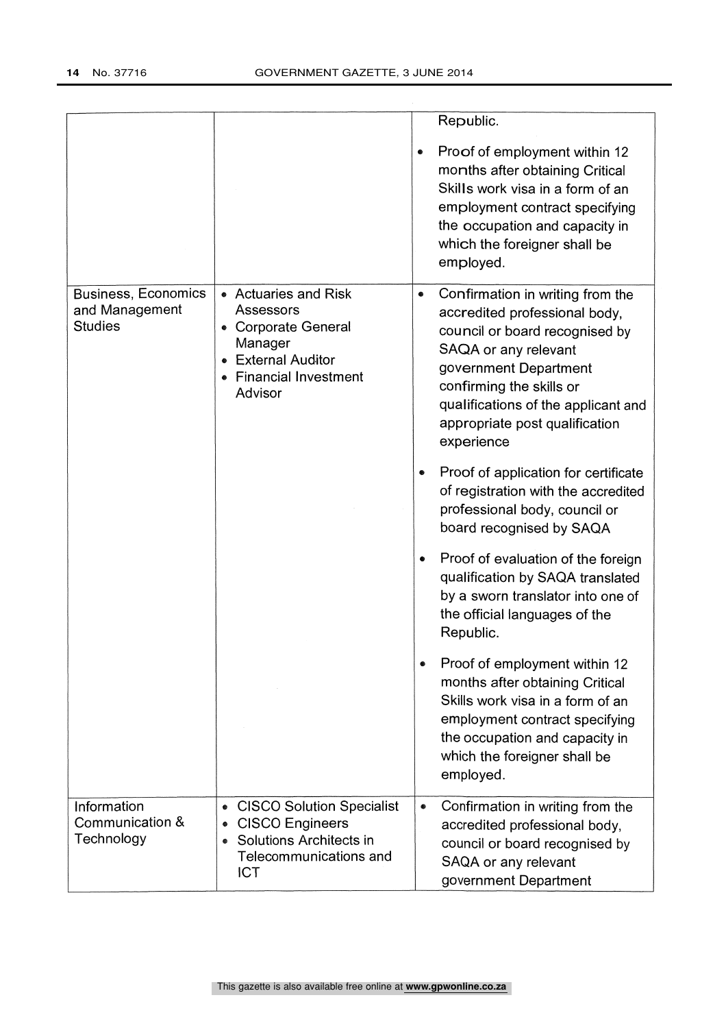| | | |
|---|---|---|
| | | Republic.<br><br>• Proof of employment within 12 months after obtaining Critical Skills work visa in a form of an employment contract specifying the occupation and capacity in which the foreigner shall be employed. |
| Business, Economics and Management Studies | • Actuaries and Risk Assessors<br>• Corporate General Manager<br>• External Auditor<br>• Financial Investment Advisor | • Confirmation in writing from the accredited professional body, council or board recognised by SAQA or any relevant government Department confirming the skills or qualifications of the applicant and appropriate post qualification experience<br><br>• Proof of application for certificate of registration with the accredited professional body, council or board recognised by SAQA<br><br>• Proof of evaluation of the foreign qualification by SAQA translated by a sworn translator into one of the official languages of the Republic.<br><br>• Proof of employment within 12 months after obtaining Critical Skills work visa in a form of an employment contract specifying the occupation and capacity in which the foreigner shall be employed. |
| Information Communication & Technology | • CISCO Solution Specialist<br>• CISCO Engineers<br>• Solutions Architects in Telecommunications and ICT | • Confirmation in writing from the accredited professional body, council or board recognised by SAQA or any relevant government Department |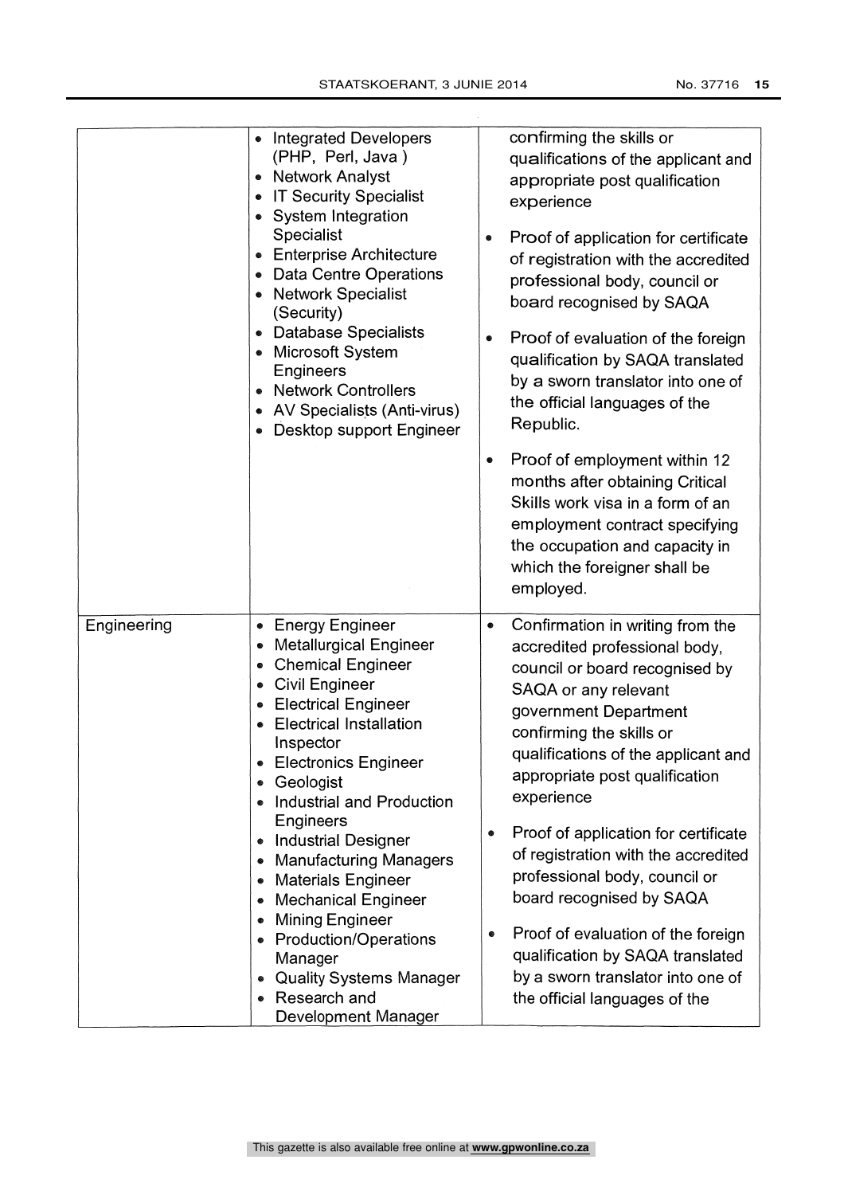| | | |
|---|---|---|
| | • Integrated Developers (PHP, Perl, Java )<br>• Network Analyst<br>• IT Security Specialist<br>• System Integration Specialist<br>• Enterprise Architecture<br>• Data Centre Operations<br>• Network Specialist (Security)<br>• Database Specialists<br>• Microsoft System Engineers<br>• Network Controllers<br>• AV Specialists (Anti-virus)<br>• Desktop support Engineer | confirming the skills or qualifications of the applicant and appropriate post qualification experience<br>• Proof of application for certificate of registration with the accredited professional body, council or board recognised by SAQA<br>• Proof of evaluation of the foreign qualification by SAQA translated by a sworn translator into one of the official languages of the Republic.<br>• Proof of employment within 12 months after obtaining Critical Skills work visa in a form of an employment contract specifying the occupation and capacity in which the foreigner shall be employed. |
| Engineering | • Energy Engineer<br>• Metallurgical Engineer<br>• Chemical Engineer<br>• Civil Engineer<br>• Electrical Engineer<br>• Electrical Installation Inspector<br>• Electronics Engineer<br>• Geologist<br>• Industrial and Production Engineers<br>• Industrial Designer<br>• Manufacturing Managers<br>• Materials Engineer<br>• Mechanical Engineer<br>• Mining Engineer<br>• Production/Operations Manager<br>• Quality Systems Manager<br>• Research and Development Manager | • Confirmation in writing from the accredited professional body, council or board recognised by SAQA or any relevant government Department confirming the skills or qualifications of the applicant and appropriate post qualification experience<br>• Proof of application for certificate of registration with the accredited professional body, council or board recognised by SAQA<br>• Proof of evaluation of the foreign qualification by SAQA translated by a sworn translator into one of the official languages of the |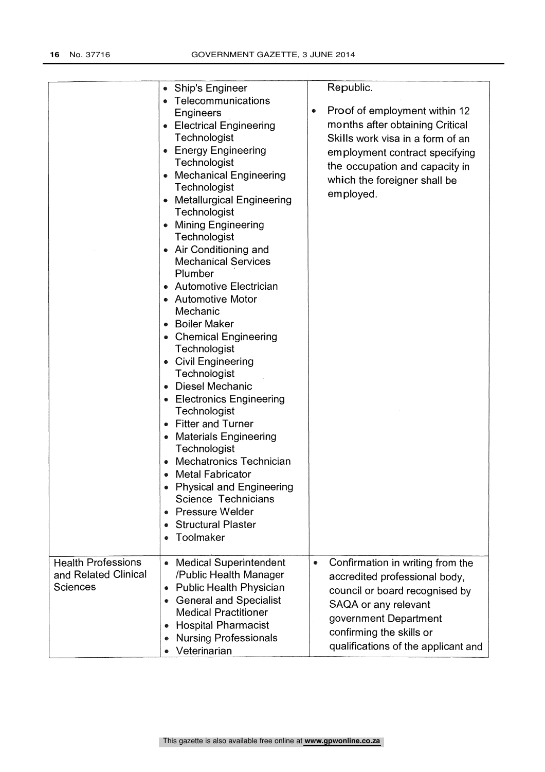| | | |
|---|---|---|
| | • Ship's Engineer<br>• Telecommunications Engineers<br>• Electrical Engineering Technologist<br>• Energy Engineering Technologist<br>• Mechanical Engineering Technologist<br>• Metallurgical Engineering Technologist<br>• Mining Engineering Technologist<br>• Air Conditioning and Mechanical Services Plumber<br>• Automotive Electrician<br>• Automotive Motor Mechanic<br>• Boiler Maker<br>• Chemical Engineering Technologist<br>• Civil Engineering Technologist<br>• Diesel Mechanic<br>• Electronics Engineering Technologist<br>• Fitter and Turner<br>• Materials Engineering Technologist<br>• Mechatronics Technician<br>• Metal Fabricator<br>• Physical and Engineering Science Technicians<br>• Pressure Welder<br>• Structural Plaster<br>• Toolmaker | Republic.<br>• Proof of employment within 12 months after obtaining Critical Skills work visa in a form of an employment contract specifying the occupation and capacity in which the foreigner shall be employed. |
| Health Professions and Related Clinical Sciences | • Medical Superintendent /Public Health Manager<br>• Public Health Physician<br>• General and Specialist Medical Practitioner<br>• Hospital Pharmacist<br>• Nursing Professionals<br>• Veterinarian | • Confirmation in writing from the accredited professional body, council or board recognised by SAQA or any relevant government Department confirming the skills or qualifications of the applicant and |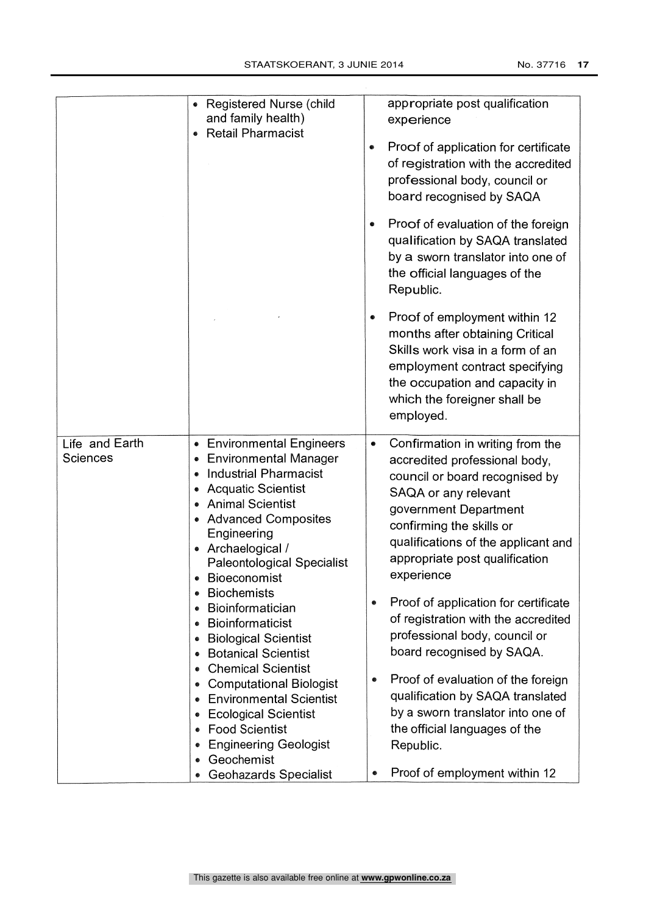| | | |
|---|---|---|
| | • Registered Nurse (child and family health)<br>• Retail Pharmacist | appropriate post qualification experience<br><br>• Proof of application for certificate of registration with the accredited professional body, council or board recognised by SAQA<br><br>• Proof of evaluation of the foreign qualification by SAQA translated by a sworn translator into one of the official languages of the Republic.<br><br>• Proof of employment within 12 months after obtaining Critical Skills work visa in a form of an employment contract specifying the occupation and capacity in which the foreigner shall be employed. |
| Life and Earth Sciences | • Environmental Engineers<br>• Environmental Manager<br>• Industrial Pharmacist<br>• Acquatic Scientist<br>• Animal Scientist<br>• Advanced Composites Engineering<br>• Archaelogical / Paleontological Specialist<br>• Bioeconomist<br>• Biochemists<br>• Bioinformatician<br>• Bioinformaticist<br>• Biological Scientist<br>• Botanical Scientist<br>• Chemical Scientist<br>• Computational Biologist<br>• Environmental Scientist<br>• Ecological Scientist<br>• Food Scientist<br>• Engineering Geologist<br>• Geochemist<br>• Geohazards Specialist | • Confirmation in writing from the accredited professional body, council or board recognised by SAQA or any relevant government Department confirming the skills or qualifications of the applicant and appropriate post qualification experience<br><br>• Proof of application for certificate of registration with the accredited professional body, council or board recognised by SAQA.<br><br>• Proof of evaluation of the foreign qualification by SAQA translated by a sworn translator into one of the official languages of the Republic.<br><br>• Proof of employment within 12 |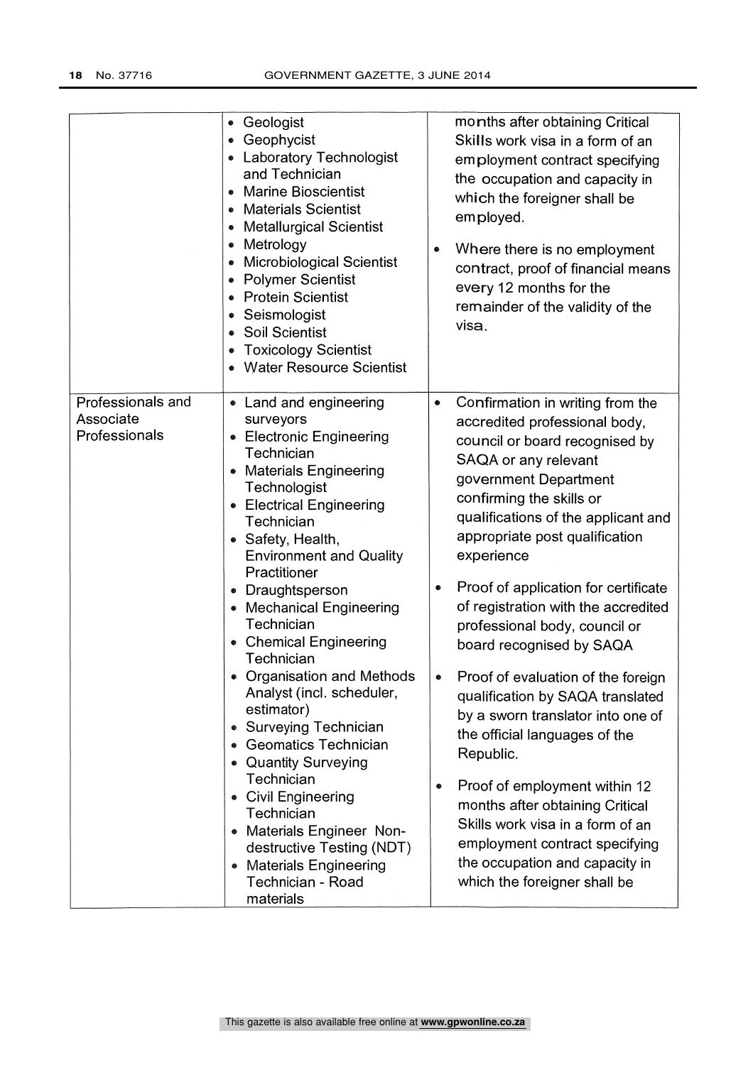| | | |
|---|---|---|
| | • Geologist<br>• Geophycist<br>• Laboratory Technologist and Technician<br>• Marine Bioscientist<br>• Materials Scientist<br>• Metallurgical Scientist<br>• Metrology<br>• Microbiological Scientist<br>• Polymer Scientist<br>• Protein Scientist<br>• Seismologist<br>• Soil Scientist<br>• Toxicology Scientist<br>• Water Resource Scientist | months after obtaining Critical Skills work visa in a form of an employment contract specifying the occupation and capacity in which the foreigner shall be employed.<br>• Where there is no employment contract, proof of financial means every 12 months for the remainder of the validity of the visa. |
| Professionals and Associate Professionals | • Land and engineering surveyors<br>• Electronic Engineering Technician<br>• Materials Engineering Technologist<br>• Electrical Engineering Technician<br>• Safety, Health, Environment and Quality Practitioner<br>• Draughtsperson<br>• Mechanical Engineering Technician<br>• Chemical Engineering Technician<br>• Organisation and Methods Analyst (incl. scheduler, estimator)<br>• Surveying Technician<br>• Geomatics Technician<br>• Quantity Surveying Technician<br>• Civil Engineering Technician<br>• Materials Engineer Non-destructive Testing (NDT)<br>• Materials Engineering Technician - Road materials | • Confirmation in writing from the accredited professional body, council or board recognised by SAQA or any relevant government Department confirming the skills or qualifications of the applicant and appropriate post qualification experience<br>• Proof of application for certificate of registration with the accredited professional body, council or board recognised by SAQA<br>• Proof of evaluation of the foreign qualification by SAQA translated by a sworn translator into one of the official languages of the Republic.<br>• Proof of employment within 12 months after obtaining Critical Skills work visa in a form of an employment contract specifying the occupation and capacity in which the foreigner shall be |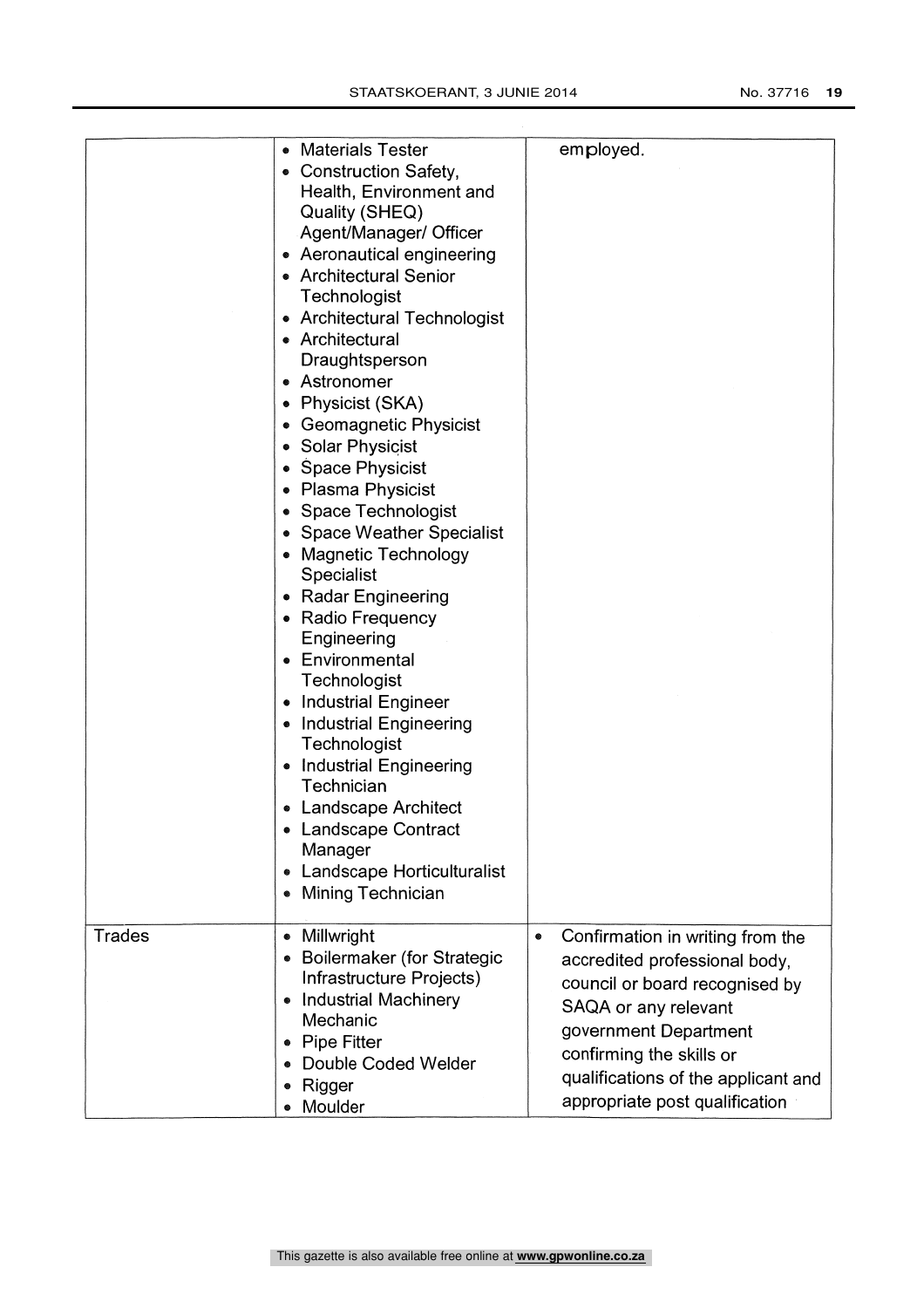| | | |
|---|---|---|
| | • Materials Tester<br>• Construction Safety, Health, Environment and Quality (SHEQ) Agent/Manager/ Officer<br>• Aeronautical engineering<br>• Architectural Senior Technologist<br>• Architectural Technologist<br>• Architectural Draughtsperson<br>• Astronomer<br>• Physicist (SKA)<br>• Geomagnetic Physicist<br>• Solar Physicist<br>• Space Physicist<br>• Plasma Physicist<br>• Space Technologist<br>• Space Weather Specialist<br>• Magnetic Technology Specialist<br>• Radar Engineering<br>• Radio Frequency Engineering<br>• Environmental Technologist<br>• Industrial Engineer<br>• Industrial Engineering Technologist<br>• Industrial Engineering Technician<br>• Landscape Architect<br>• Landscape Contract Manager<br>• Landscape Horticulturalist<br>• Mining Technician | employed. |
| Trades | • Millwright<br>• Boilermaker (for Strategic Infrastructure Projects)<br>• Industrial Machinery Mechanic<br>• Pipe Fitter<br>• Double Coded Welder<br>• Rigger<br>• Moulder | • Confirmation in writing from the accredited professional body, council or board recognised by SAQA or any relevant government Department confirming the skills or qualifications of the applicant and appropriate post qualification |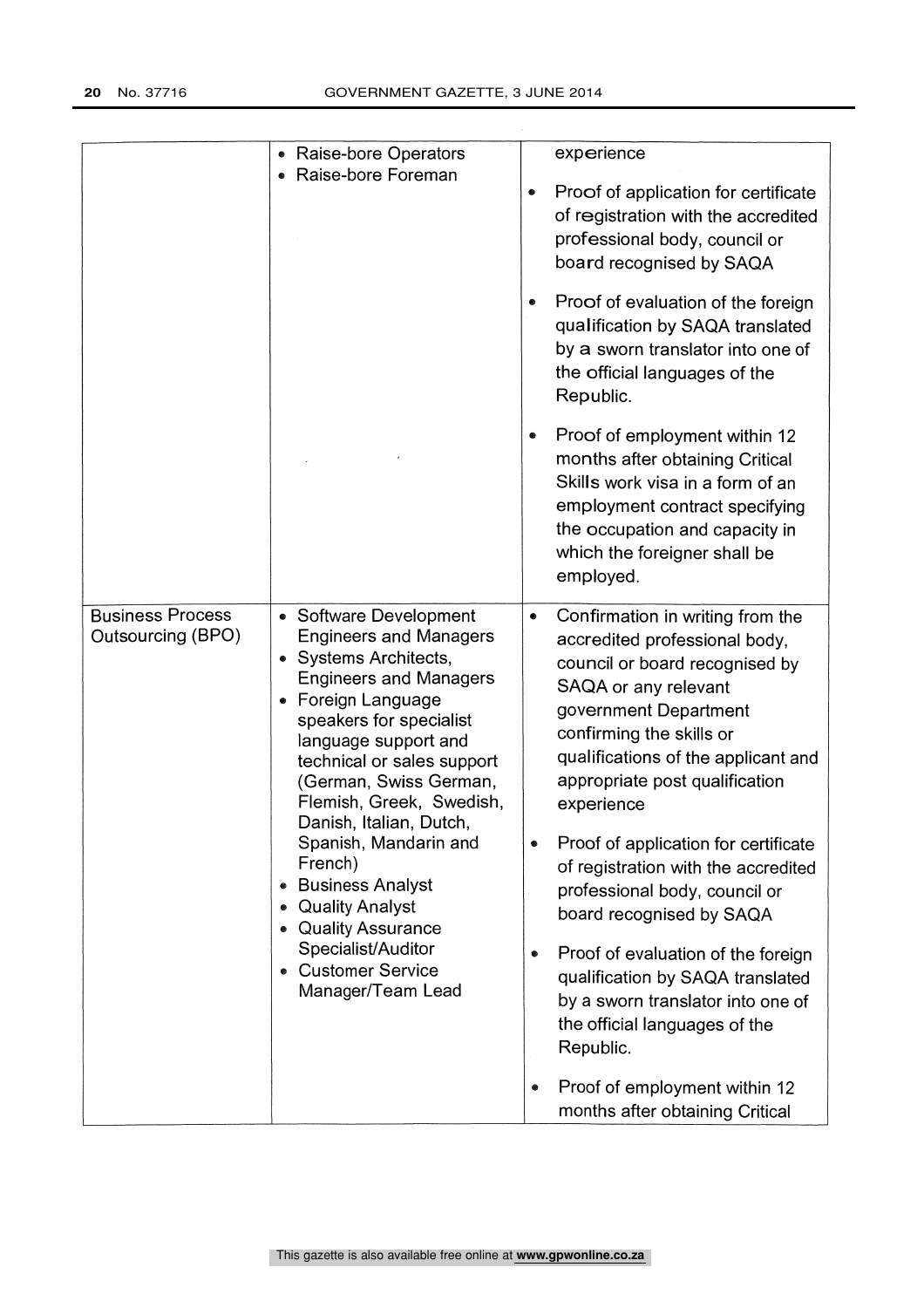| | | |
|---|---|---|
| | • Raise-bore Operators<br>• Raise-bore Foreman | experience<br><br>• Proof of application for certificate of registration with the accredited professional body, council or board recognised by SAQA<br><br>• Proof of evaluation of the foreign qualification by SAQA translated by a sworn translator into one of the official languages of the Republic.<br><br>• Proof of employment within 12 months after obtaining Critical Skills work visa in a form of an employment contract specifying the occupation and capacity in which the foreigner shall be employed. |
| Business Process Outsourcing (BPO) | • Software Development Engineers and Managers<br>• Systems Architects, Engineers and Managers<br>• Foreign Language speakers for specialist language support and technical or sales support (German, Swiss German, Flemish, Greek, Swedish, Danish, Italian, Dutch, Spanish, Mandarin and French)<br>• Business Analyst<br>• Quality Analyst<br>• Quality Assurance Specialist/Auditor<br>• Customer Service Manager/Team Lead | • Confirmation in writing from the accredited professional body, council or board recognised by SAQA or any relevant government Department confirming the skills or qualifications of the applicant and appropriate post qualification experience<br><br>• Proof of application for certificate of registration with the accredited professional body, council or board recognised by SAQA<br><br>• Proof of evaluation of the foreign qualification by SAQA translated by a sworn translator into one of the official languages of the Republic.<br><br>• Proof of employment within 12 months after obtaining Critical |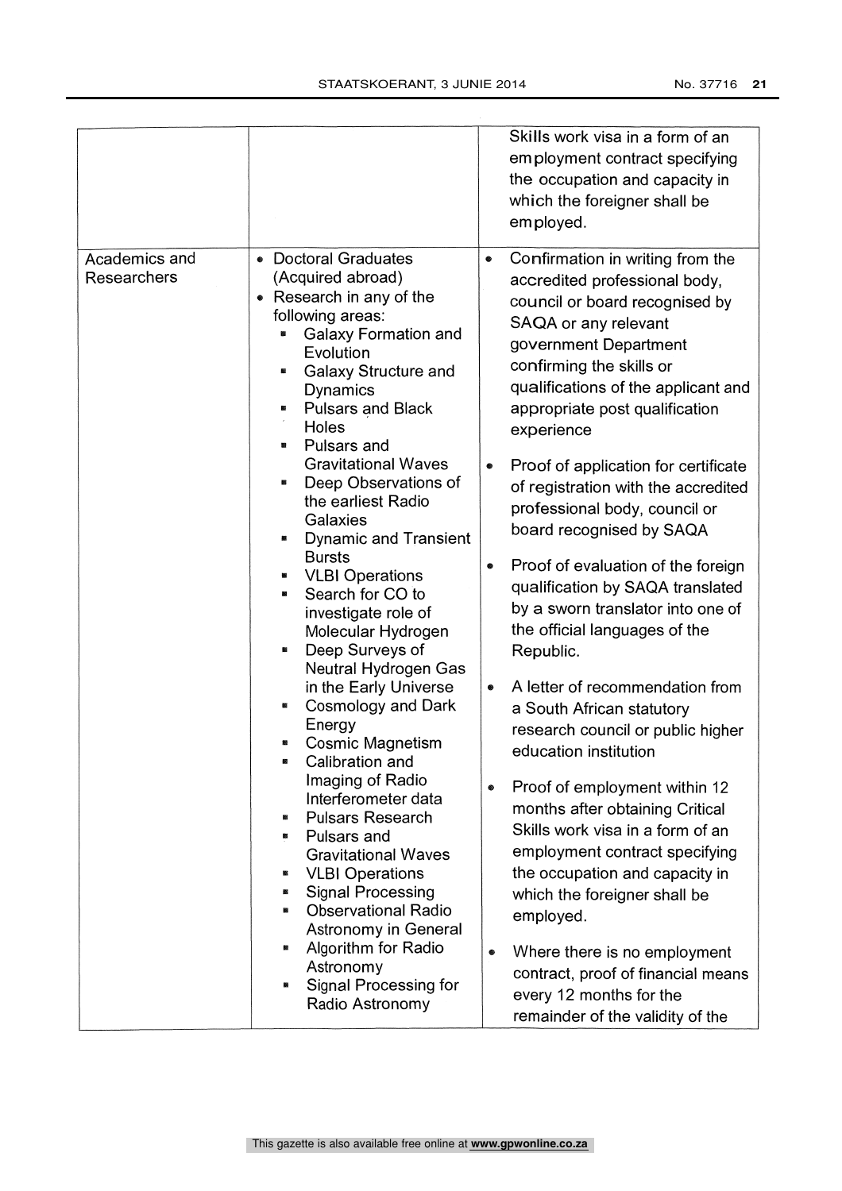| | | |
|---|---|---|
| | | Skills work visa in a form of an employment contract specifying the occupation and capacity in which the foreigner shall be employed. |
| Academics and Researchers | • Doctoral Graduates (Acquired abroad)<br>• Research in any of the following areas:<br>▪ Galaxy Formation and Evolution<br>▪ Galaxy Structure and Dynamics<br>▪ Pulsars and Black Holes<br>▪ Pulsars and Gravitational Waves<br>▪ Deep Observations of the earliest Radio Galaxies<br>▪ Dynamic and Transient Bursts<br>▪ VLBI Operations<br>▪ Search for CO to investigate role of Molecular Hydrogen<br>▪ Deep Surveys of Neutral Hydrogen Gas in the Early Universe<br>▪ Cosmology and Dark Energy<br>▪ Cosmic Magnetism<br>▪ Calibration and Imaging of Radio Interferometer data<br>▪ Pulsars Research<br>▪ Pulsars and Gravitational Waves<br>▪ VLBI Operations<br>▪ Signal Processing<br>▪ Observational Radio Astronomy in General<br>▪ Algorithm for Radio Astronomy<br>▪ Signal Processing for Radio Astronomy | • Confirmation in writing from the accredited professional body, council or board recognised by SAQA or any relevant government Department confirming the skills or qualifications of the applicant and appropriate post qualification experience<br>• Proof of application for certificate of registration with the accredited professional body, council or board recognised by SAQA<br>• Proof of evaluation of the foreign qualification by SAQA translated by a sworn translator into one of the official languages of the Republic.<br>• A letter of recommendation from a South African statutory research council or public higher education institution<br>• Proof of employment within 12 months after obtaining Critical Skills work visa in a form of an employment contract specifying the occupation and capacity in which the foreigner shall be employed.<br>• Where there is no employment contract, proof of financial means every 12 months for the remainder of the validity of the |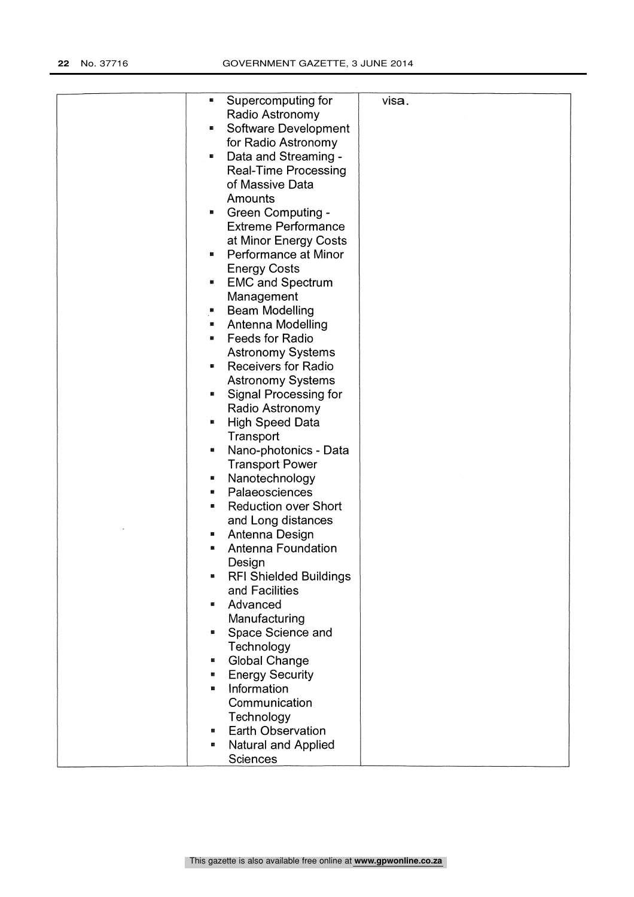| | | |
|---|---|---|
| | ▪ Supercomputing for Radio Astronomy<br>▪ Software Development for Radio Astronomy<br>▪ Data and Streaming - Real-Time Processing of Massive Data Amounts<br>▪ Green Computing - Extreme Performance at Minor Energy Costs<br>▪ Performance at Minor Energy Costs<br>▪ EMC and Spectrum Management<br>▪ Beam Modelling<br>▪ Antenna Modelling<br>▪ Feeds for Radio Astronomy Systems<br>▪ Receivers for Radio Astronomy Systems<br>▪ Signal Processing for Radio Astronomy<br>▪ High Speed Data Transport<br>▪ Nano-photonics - Data Transport Power<br>▪ Nanotechnology<br>▪ Palaeosciences<br>▪ Reduction over Short and Long distances<br>▪ Antenna Design<br>▪ Antenna Foundation Design<br>▪ RFI Shielded Buildings and Facilities<br>▪ Advanced Manufacturing<br>▪ Space Science and Technology<br>▪ Global Change<br>▪ Energy Security<br>▪ Information Communication Technology<br>▪ Earth Observation<br>▪ Natural and Applied Sciences | visa. |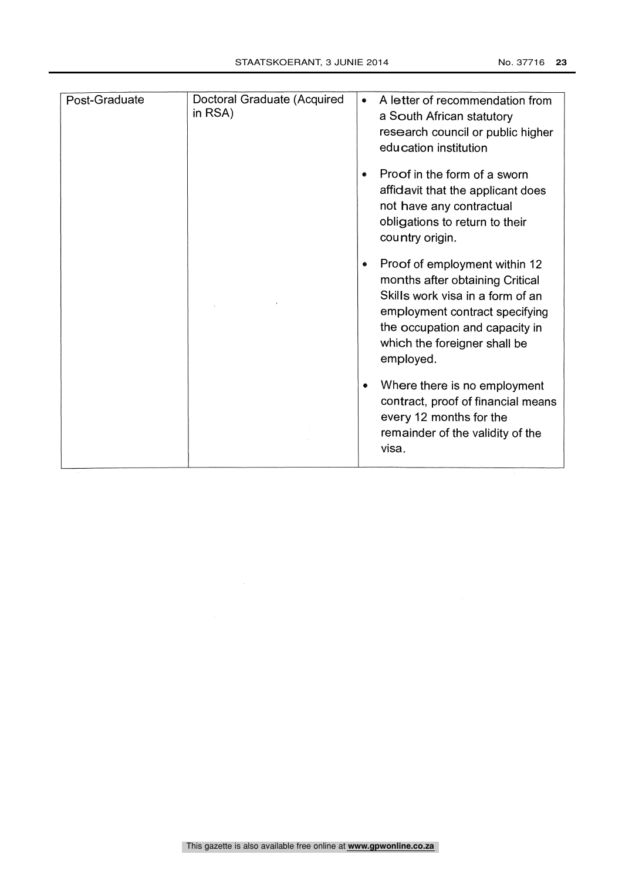| | | |
|---|---|---|
| Post-Graduate | Doctoral Graduate (Acquired in RSA) | • A letter of recommendation from a South African statutory research council or public higher education institution<br><br>• Proof in the form of a sworn affidavit that the applicant does not have any contractual obligations to return to their country origin.<br><br>• Proof of employment within 12 months after obtaining Critical Skills work visa in a form of an employment contract specifying the occupation and capacity in which the foreigner shall be employed.<br><br>• Where there is no employment contract, proof of financial means every 12 months for the remainder of the validity of the visa. |